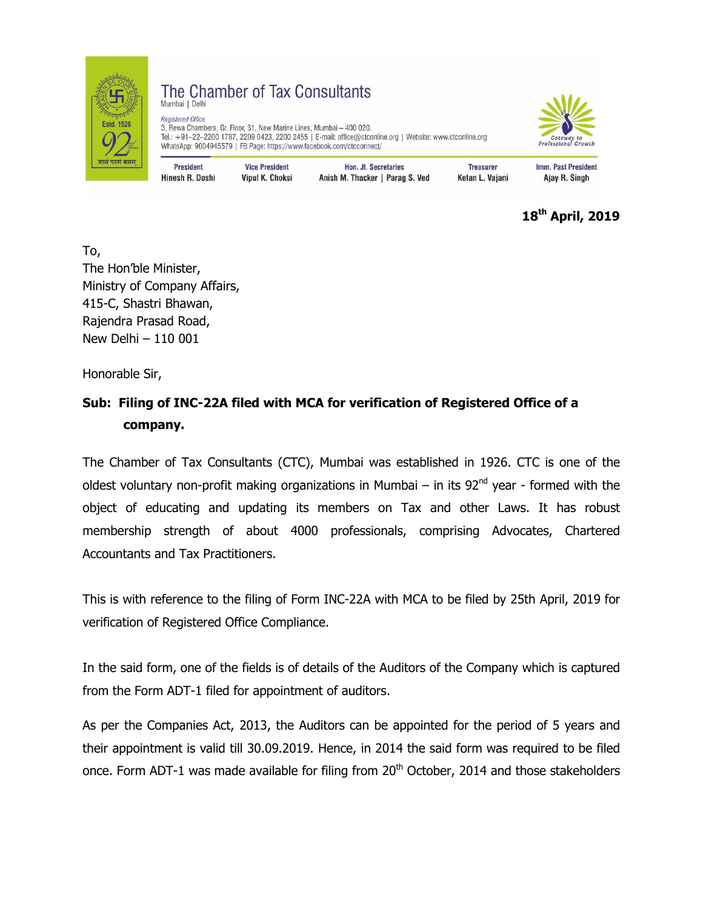# The Chamber of Tax Consultants

Mumbai | Delhi

*Registered Office*
3, Rewa Chambers, Gr. Floor, 31, New Marine Lines, Mumbai – 400 020.
Tel.: +91–22–2200 1787, 2209 0423, 2200 2455 | E-mail: office@ctconline.org | Website: www.ctconline.org
WhatsApp: 9004945579 | FB Page: https://www.facebook.com/ctcconnect/

| President | Vice President | Hon. Jt. Secretaries | Treasurer | Imm. Past President |
|---|---|---|---|---|
| Hinesh R. Doshi | Vipul K. Choksi | Anish M. Thacker \| Parag S. Ved | Ketan L. Vajani | Ajay R. Singh |

**18th April, 2019**

To,
The Hon'ble Minister,
Ministry of Company Affairs,
415-C, Shastri Bhawan,
Rajendra Prasad Road,
New Delhi – 110 001

Honorable Sir,

**Sub: Filing of INC-22A filed with MCA for verification of Registered Office of a company.**

The Chamber of Tax Consultants (CTC), Mumbai was established in 1926. CTC is one of the oldest voluntary non-profit making organizations in Mumbai – in its 92nd year - formed with the object of educating and updating its members on Tax and other Laws. It has robust membership strength of about 4000 professionals, comprising Advocates, Chartered Accountants and Tax Practitioners.

This is with reference to the filing of Form INC-22A with MCA to be filed by 25th April, 2019 for verification of Registered Office Compliance.

In the said form, one of the fields is of details of the Auditors of the Company which is captured from the Form ADT-1 filed for appointment of auditors.

As per the Companies Act, 2013, the Auditors can be appointed for the period of 5 years and their appointment is valid till 30.09.2019. Hence, in 2014 the said form was required to be filed once. Form ADT-1 was made available for filing from 20th October, 2014 and those stakeholders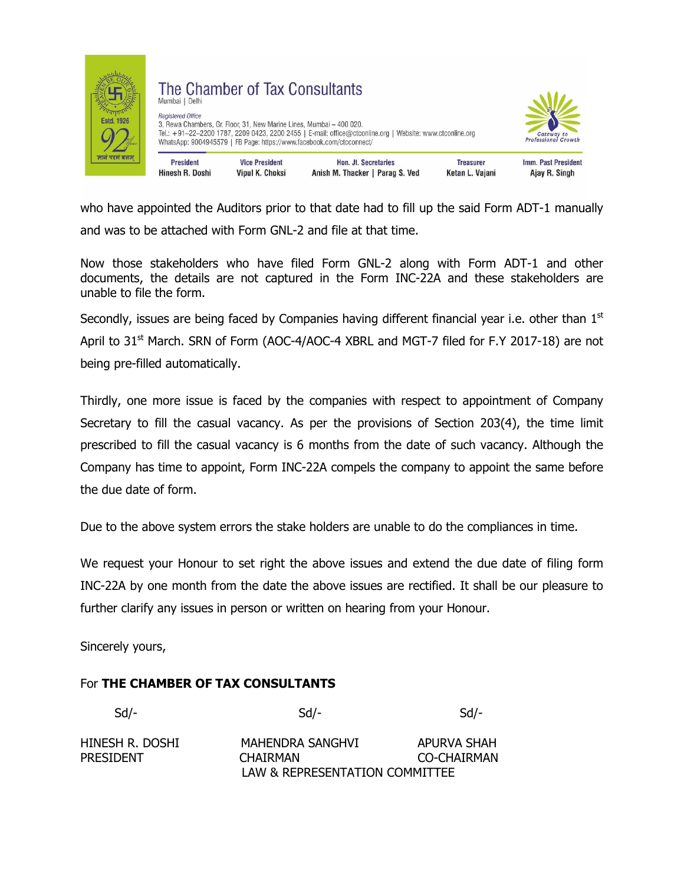who have appointed the Auditors prior to that date had to fill up the said Form ADT-1 manually and was to be attached with Form GNL-2 and file at that time.

Now those stakeholders who have filed Form GNL-2 along with Form ADT-1 and other documents, the details are not captured in the Form INC-22A and these stakeholders are unable to file the form.

Secondly, issues are being faced by Companies having different financial year i.e. other than 1st April to 31st March. SRN of Form (AOC-4/AOC-4 XBRL and MGT-7 filed for F.Y 2017-18) are not being pre-filled automatically.

Thirdly, one more issue is faced by the companies with respect to appointment of Company Secretary to fill the casual vacancy. As per the provisions of Section 203(4), the time limit prescribed to fill the casual vacancy is 6 months from the date of such vacancy. Although the Company has time to appoint, Form INC-22A compels the company to appoint the same before the due date of form.

Due to the above system errors the stake holders are unable to do the compliances in time.

We request your Honour to set right the above issues and extend the due date of filing form INC-22A by one month from the date the above issues are rectified. It shall be our pleasure to further clarify any issues in person or written on hearing from your Honour.

Sincerely yours,

For **THE CHAMBER OF TAX CONSULTANTS**

| | | |
|---|---|---|
| Sd/- | Sd/- | Sd/- |
| HINESH R. DOSHI<br>PRESIDENT | MAHENDRA SANGHVI<br>CHAIRMAN | APURVA SHAH<br>CO-CHAIRMAN |
| | LAW & REPRESENTATION COMMITTEE | |